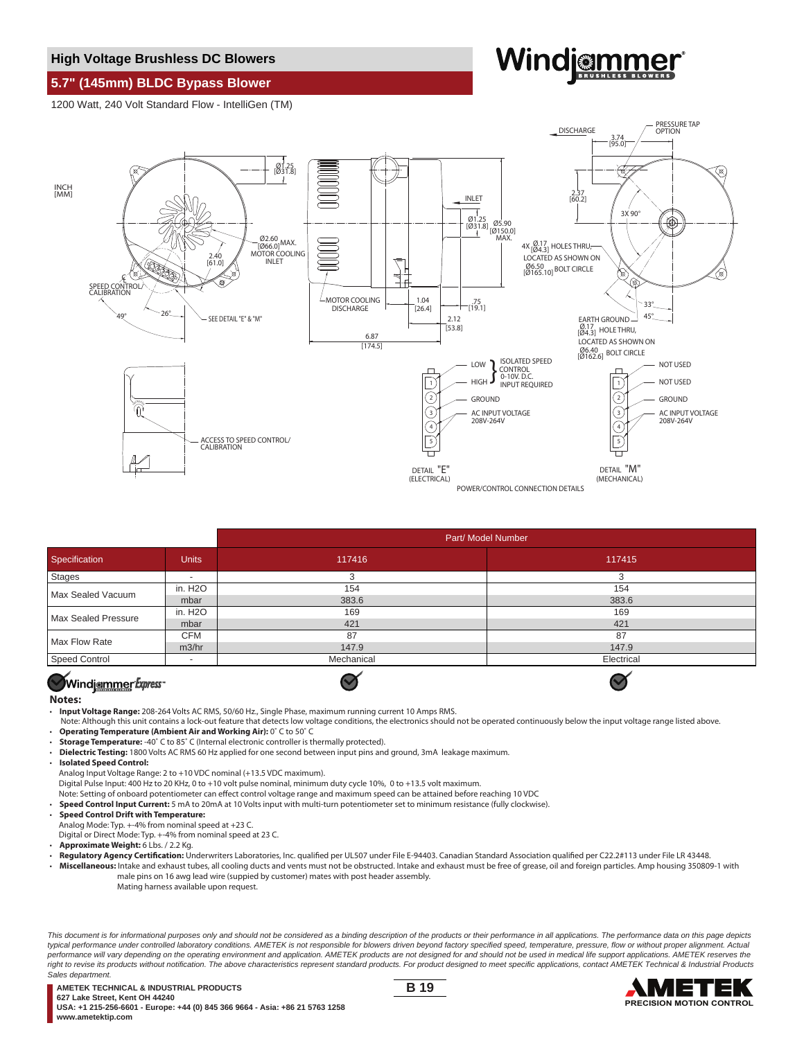## High Voltage Brushless DC Blowers

## 5.7" (145mm) BLDC Bypass Blower

1200 Watt, 240 Volt Standard Flow - IntelliGen (TM)

INCH [MM]

Ø1.25 [Ø31.8]

Ø2.60 [Ø66.0] MAX. MOTOR COOLING INLET

2.40 [61.0]

SPEED CONTROL/ CALIBRATION

49° 26° SEE DETAIL "E" & "M"

INLET

Ø1.25 [Ø31.8]

Ø5.90 [Ø150.0] MAX.

MOTOR COOLING DISCHARGE

1.04 [26.4]

.75 [19.1]

2.12 [53.8]

6.87 [174.5]

DISCHARGE

PRESSURE TAP OPTION

3.74 [95.0]

2.37 [60.2]

3X 90°

4X Ø.17 [Ø4.3] HOLES THRU, LOCATED AS SHOWN ON Ø6.50 [Ø165.10] BOLT CIRCLE

33° 45°

EARTH GROUND Ø.17 [Ø4.3] HOLE THRU, LOCATED AS SHOWN ON Ø6.40 [Ø162.6] BOLT CIRCLE

ACCESS TO SPEED CONTROL/ CALIBRATION

LOW / HIGH — ISOLATED SPEED CONTROL 0-10V. D.C. INPUT REQUIRED

1, 2 GROUND, 3 AC INPUT VOLTAGE 208V-264V, 4, 5

DETAIL "E" (ELECTRICAL)

NOT USED, NOT USED, GROUND, AC INPUT VOLTAGE 208V-264V

DETAIL "M" (MECHANICAL)

POWER/CONTROL CONNECTION DETAILS

| Specification | Units | 117416 | 117415 |
|---|---|---|---|
| | | Part/ Model Number | |
| Stages | - | 3 | 3 |
| Max Sealed Vacuum | in. H2O | 154 | 154 |
| | mbar | 383.6 | 383.6 |
| Max Sealed Pressure | in. H2O | 169 | 169 |
| | mbar | 421 | 421 |
| Max Flow Rate | CFM | 87 | 87 |
| | m3/hr | 147.9 | 147.9 |
| Speed Control | - | Mechanical | Electrical |
| Windjammer Express | | ✓ | ✓ |

**Notes:**

- **Input Voltage Range:** 208-264 Volts AC RMS, 50/60 Hz., Single Phase, maximum running current 10 Amps RMS.
  Note: Although this unit contains a lock-out feature that detects low voltage conditions, the electronics should not be operated continuously below the input voltage range listed above.
- **Operating Temperature (Ambient Air and Working Air):** 0˚ C to 50˚ C
- **Storage Temperature:** -40˚ C to 85˚ C (Internal electronic controller is thermally protected).
- **Dielectric Testing:** 1800 Volts AC RMS 60 Hz applied for one second between input pins and ground, 3mA leakage maximum.
- **Isolated Speed Control:**
  Analog Input Voltage Range: 2 to +10 VDC nominal (+13.5 VDC maximum).
  Digital Pulse Input: 400 Hz to 20 KHz, 0 to +10 volt pulse nominal, minimum duty cycle 10%, 0 to +13.5 volt maximum.
  Note: Setting of onboard potentiometer can effect control voltage range and maximum speed can be attained before reaching 10 VDC
- **Speed Control Input Current:** 5 mA to 20mA at 10 Volts input with multi-turn potentiometer set to minimum resistance (fully clockwise).
- **Speed Control Drift with Temperature:**
  Analog Mode: Typ. +-4% from nominal speed at +23 C.
  Digital or Direct Mode: Typ. +-4% from nominal speed at 23 C.
- **Approximate Weight:** 6 Lbs. / 2.2 Kg.
- **Regulatory Agency Certification:** Underwriters Laboratories, Inc. qualified per UL507 under File E-94403. Canadian Standard Association qualified per C22.2#113 under File LR 43448.
- **Miscellaneous:** Intake and exhaust tubes, all cooling ducts and vents must not be obstructed. Intake and exhaust must be free of grease, oil and foreign particles. Amp housing 350809-1 with male pins on 16 awg lead wire (suppied by customer) mates with post header assembly.
  Mating harness available upon request.

*This document is for informational purposes only and should not be considered as a binding description of the products or their performance in all applications. The performance data on this page depicts typical performance under controlled laboratory conditions. AMETEK is not responsible for blowers driven beyond factory specified speed, temperature, pressure, flow or without proper alignment. Actual performance will vary depending on the operating environment and application. AMETEK products are not designed for and should not be used in medical life support applications. AMETEK reserves the right to revise its products without notification. The above characteristics represent standard products. For product designed to meet specific applications, contact AMETEK Technical & Industrial Products Sales department.*

**AMETEK TECHNICAL & INDUSTRIAL PRODUCTS**
**627 Lake Street, Kent OH 44240**
**USA: +1 215-256-6601 - Europe: +44 (0) 845 366 9664 - Asia: +86 21 5763 1258**
**www.ametektip.com**

AMETEK PRECISION MOTION CONTROL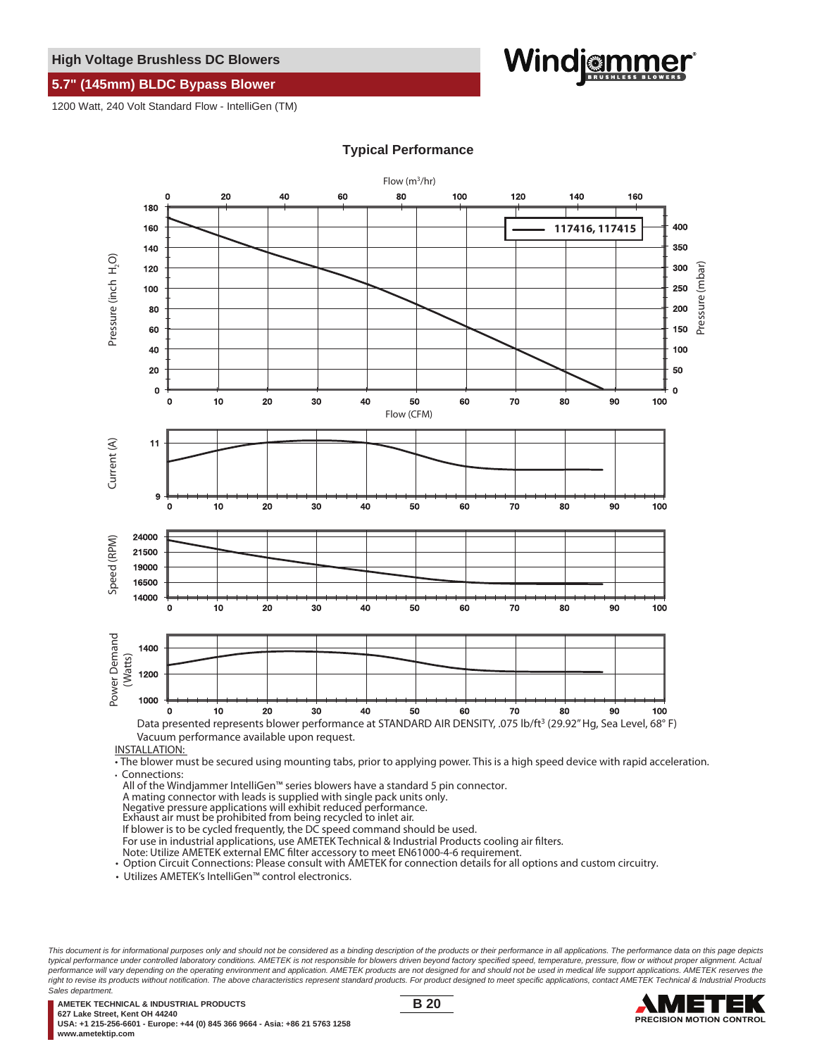## High Voltage Brushless DC Blowers

## 5.7" (145mm) BLDC Bypass Blower

1200 Watt, 240 Volt Standard Flow - IntelliGen (TM)

### Typical Performance

Flow ($m^3$/hr)

0 20 40 60 80 100 120 140 160

Pressure (inch $H_2O$)

180 160 140 120 100 80 60 40 20 0

Pressure (mbar)

400 350 300 250 200 150 100 50 0

117416, 117415

0 10 20 30 40 50 60 70 80 90 100

Flow (CFM)

Current (A)

11 9

0 10 20 30 40 50 60 70 80 90 100

Speed (RPM)

24000 21500 19000 16500 14000

0 10 20 30 40 50 60 70 80 90 100

Power Demand (Watts)

1400 1200 1000

0 10 20 30 40 50 60 70 80 90 100

Data presented represents blower performance at STANDARD AIR DENSITY, .075 lb/ft$^3$ (29.92" Hg, Sea Level, 68° F)
Vacuum performance available upon request.

INSTALLATION:

- The blower must be secured using mounting tabs, prior to applying power. This is a high speed device with rapid acceleration.
- Connections:
  All of the Windjammer IntelliGen™ series blowers have a standard 5 pin connector.
  A mating connector with leads is supplied with single pack units only.
  Negative pressure applications will exhibit reduced performance.
  Exhaust air must be prohibited from being recycled to inlet air.
  If blower is to be cycled frequently, the DC speed command should be used.
  For use in industrial applications, use AMETEK Technical & Industrial Products cooling air filters.
  Note: Utilize AMETEK external EMC filter accessory to meet EN61000-4-6 requirement.
- Option Circuit Connections: Please consult with AMETEK for connection details for all options and custom circuitry.
- Utilizes AMETEK's IntelliGen™ control electronics.

*This document is for informational purposes only and should not be considered as a binding description of the products or their performance in all applications. The performance data on this page depicts typical performance under controlled laboratory conditions. AMETEK is not responsible for blowers driven beyond factory specified speed, temperature, pressure, flow or without proper alignment. Actual performance will vary depending on the operating environment and application. AMETEK products are not designed for and should not be used in medical life support applications. AMETEK reserves the right to revise its products without notification. The above characteristics represent standard products. For product designed to meet specific applications, contact AMETEK Technical & Industrial Products Sales department.*

**AMETEK TECHNICAL & INDUSTRIAL PRODUCTS**
**627 Lake Street, Kent OH 44240**
**USA: +1 215-256-6601 - Europe: +44 (0) 845 366 9664 - Asia: +86 21 5763 1258**
**www.ametektip.com**